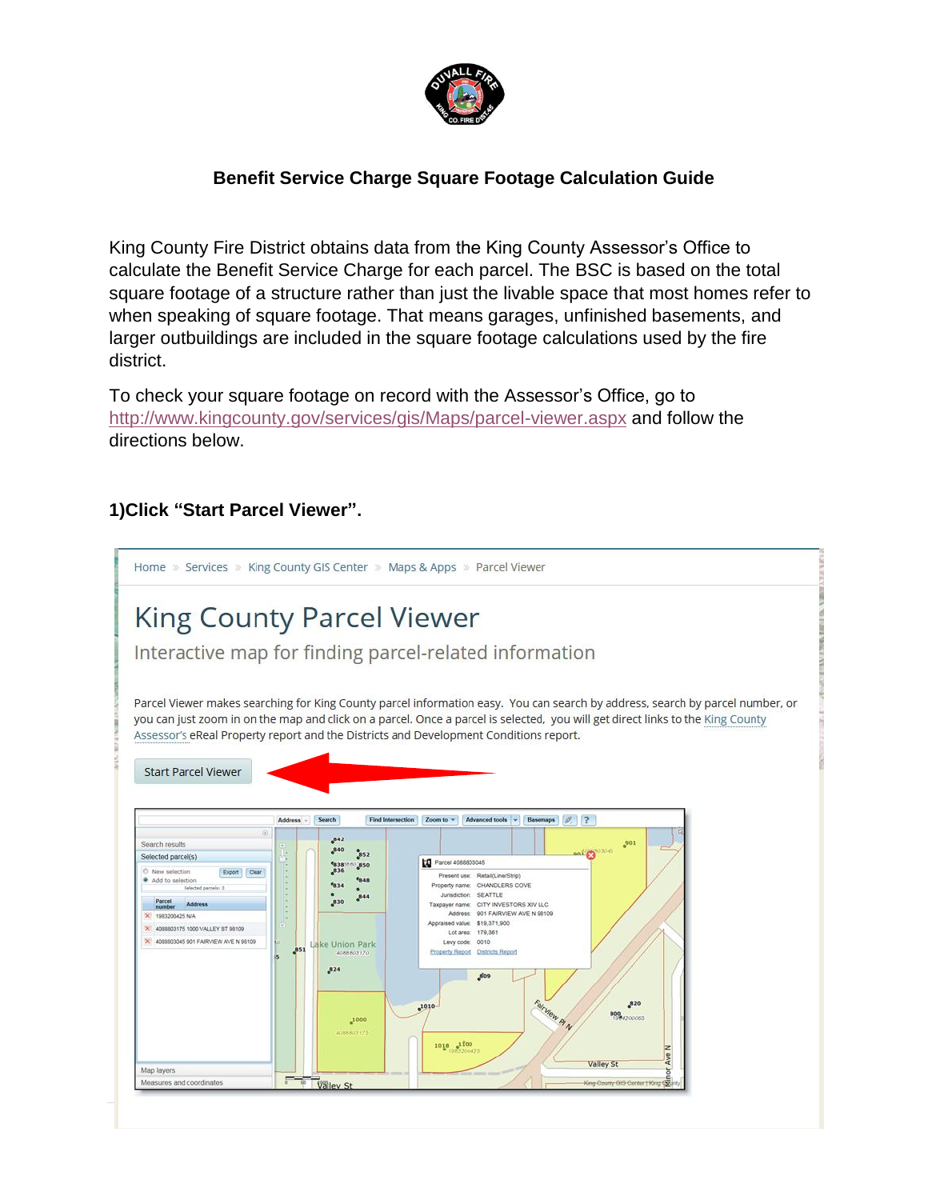# Benefit Service Charge Square Footage Calculation Guide

King County Fire District obtains data from the King County Assessor's Office to calculate the Benefit Service Charge for each parcel. The BSC is based on the total square footage of a structure rather than just the livable space that most homes refer to when speaking of square footage. That means garages, unfinished basements, and larger outbuildings are included in the square footage calculations used by the fire district.

To check your square footage on record with the Assessor's Office, go to http://www.kingcounty.gov/services/gis/Maps/parcel-viewer.aspx and follow the directions below.

### 1)Click "Start Parcel Viewer".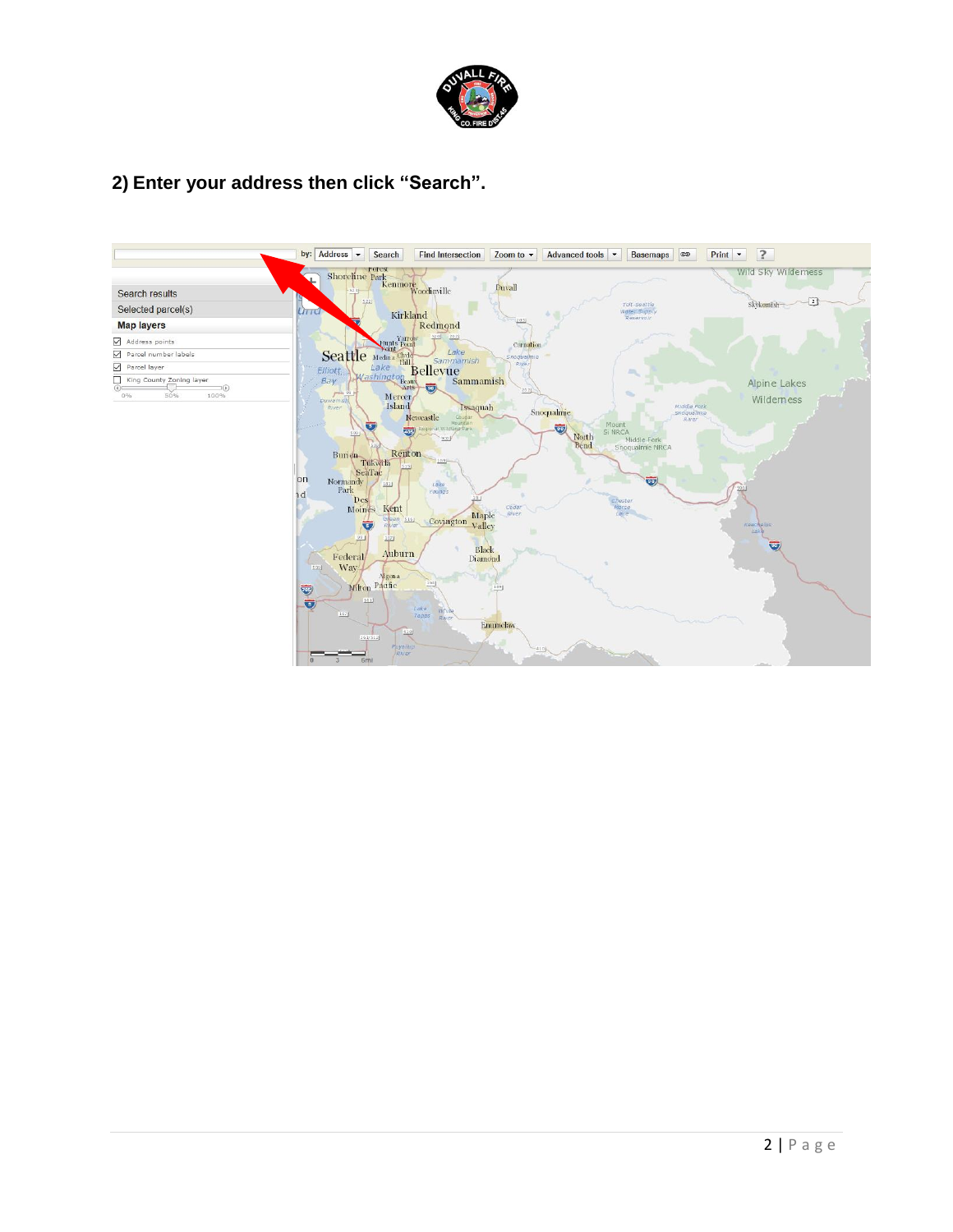## 2) Enter your address then click “Search”.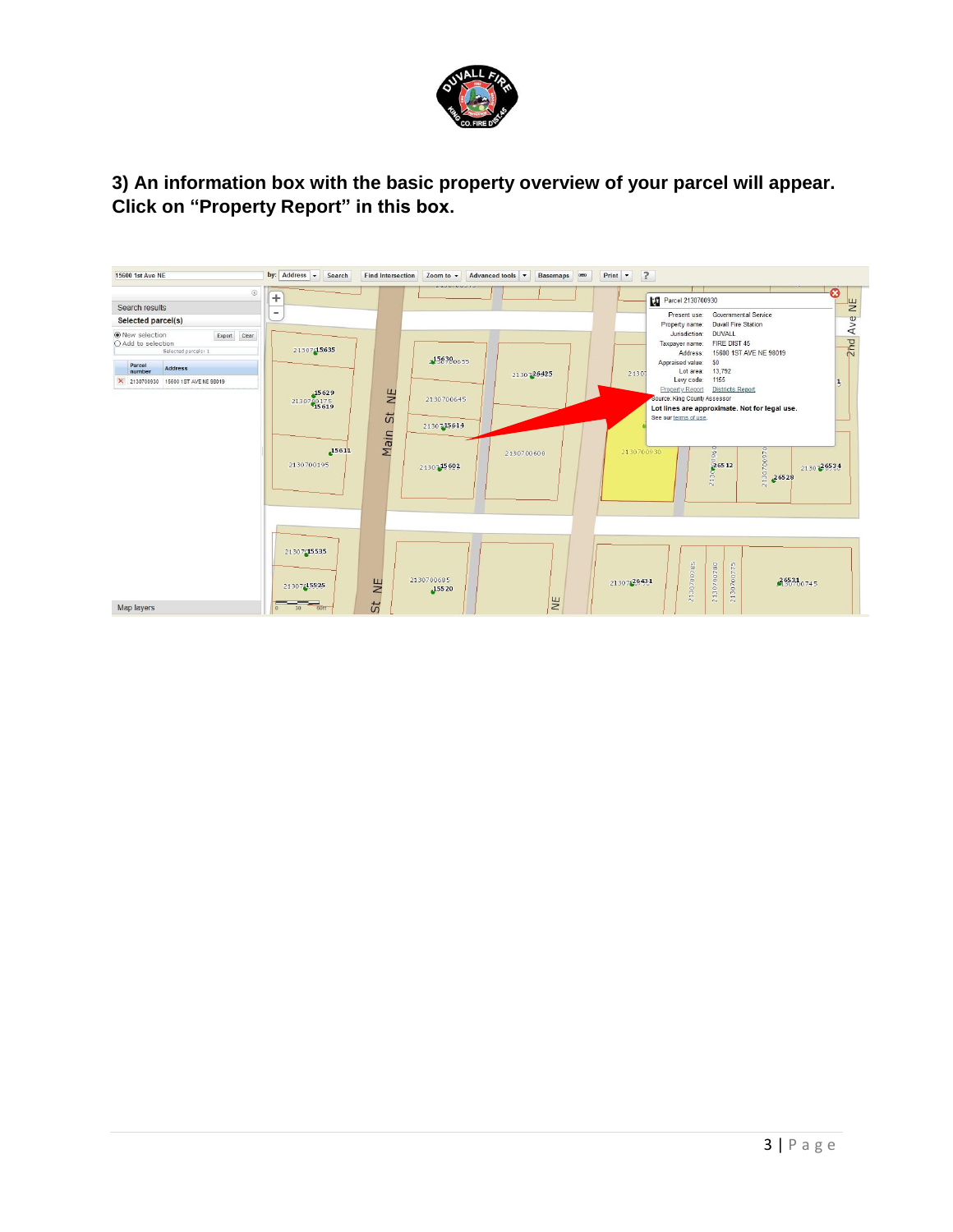**3) An information box with the basic property overview of your parcel will appear. Click on "Property Report" in this box.**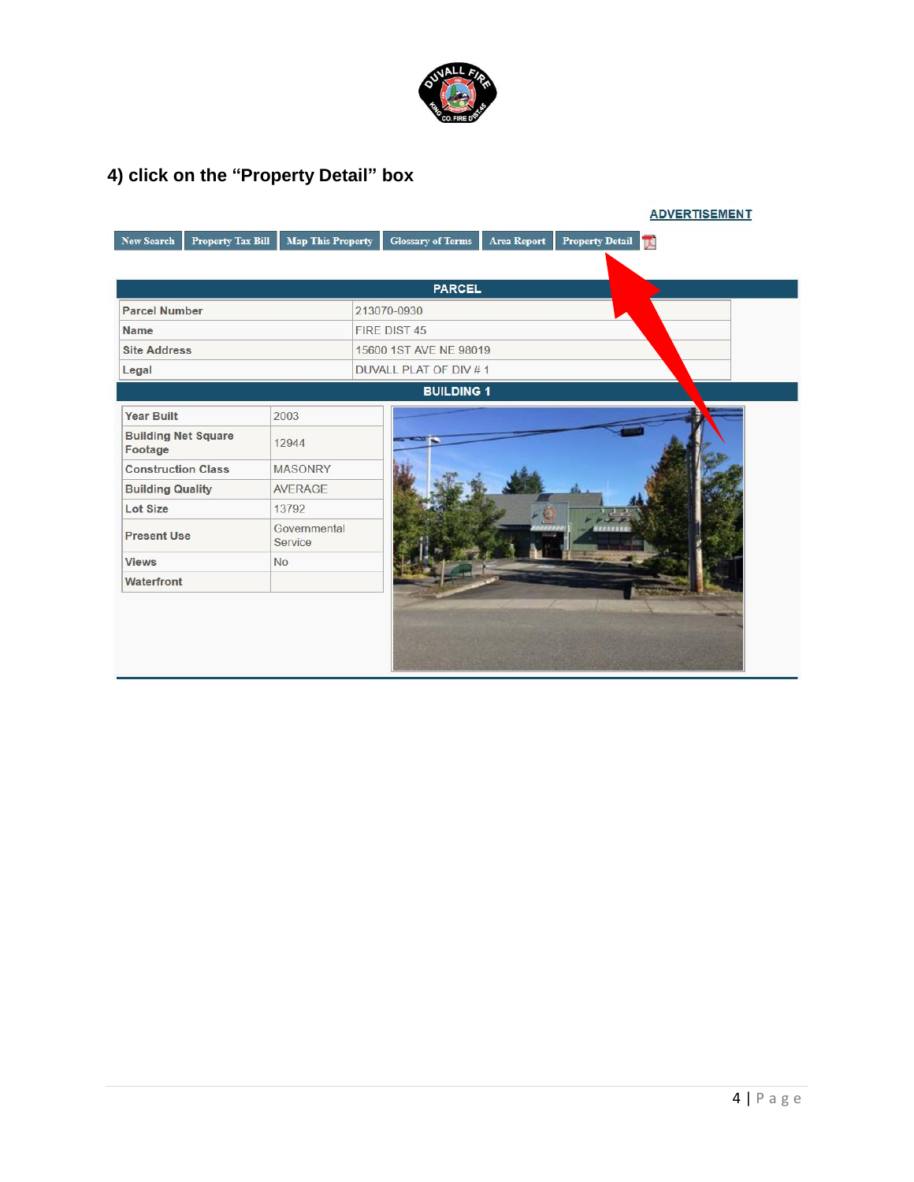## 4) click on the "Property Detail" box

ADVERTISEMENT

New Search | Property Tax Bill | Map This Property | Glossary of Terms | Area Report | Property Detail

| PARCEL | |
|---|---|
| Parcel Number | 213070-0930 |
| Name | FIRE DIST 45 |
| Site Address | 15600 1ST AVE NE 98019 |
| Legal | DUVALL PLAT OF DIV # 1 |

**BUILDING 1**

| Year Built | 2003 |
|---|---|
| Building Net Square Footage | 12944 |
| Construction Class | MASONRY |
| Building Quality | AVERAGE |
| Lot Size | 13792 |
| Present Use | Governmental Service |
| Views | No |
| Waterfront | |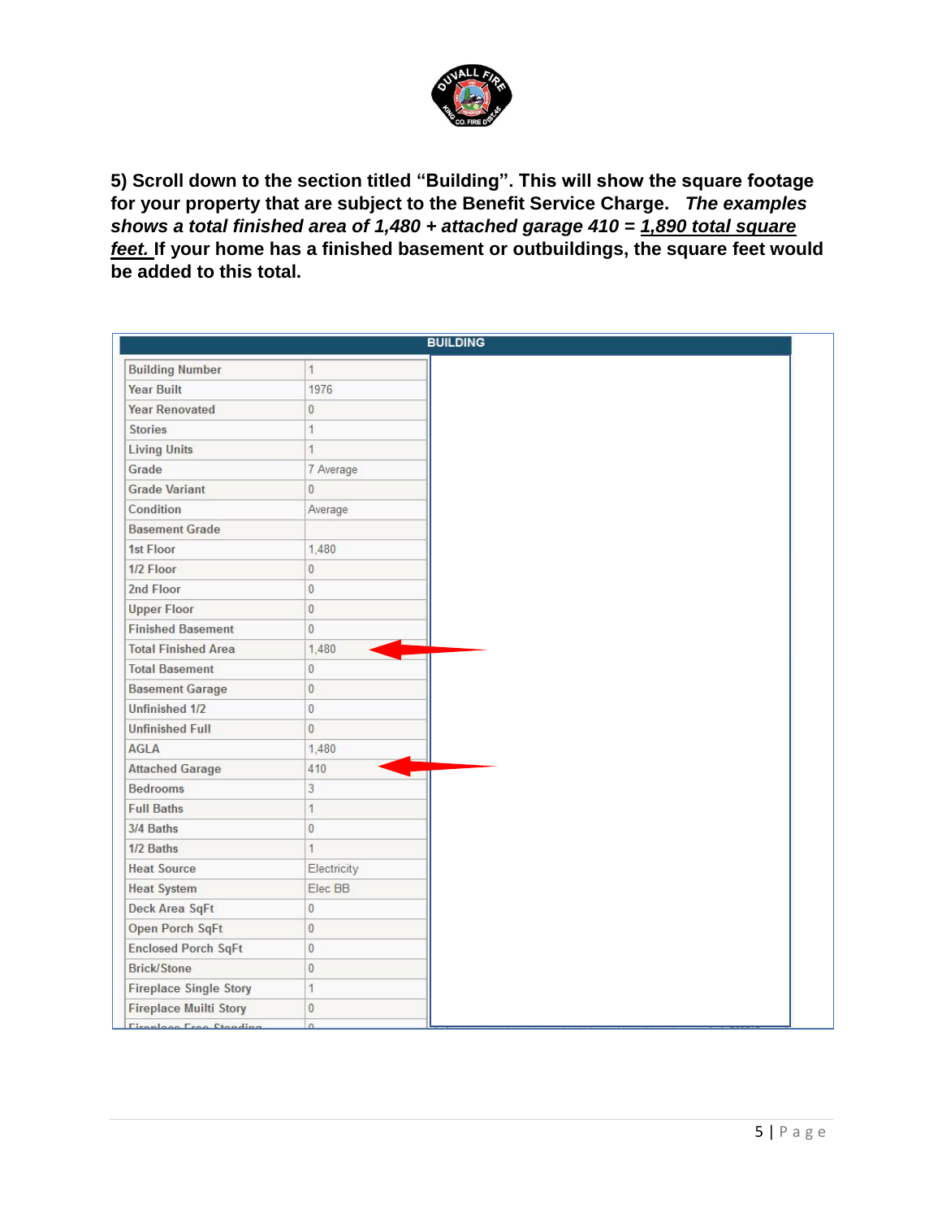**5) Scroll down to the section titled "Building". This will show the square footage for your property that are subject to the Benefit Service Charge.** ***The examples shows a total finished area of 1,480 + attached garage 410 = <u>1,890 total square feet.</u>*** **If your home has a finished basement or outbuildings, the square feet would be added to this total.**

| BUILDING | |
|---|---|
| Building Number | 1 |
| Year Built | 1976 |
| Year Renovated | 0 |
| Stories | 1 |
| Living Units | 1 |
| Grade | 7 Average |
| Grade Variant | 0 |
| Condition | Average |
| Basement Grade | |
| 1st Floor | 1,480 |
| 1/2 Floor | 0 |
| 2nd Floor | 0 |
| Upper Floor | 0 |
| Finished Basement | 0 |
| Total Finished Area | 1,480 |
| Total Basement | 0 |
| Basement Garage | 0 |
| Unfinished 1/2 | 0 |
| Unfinished Full | 0 |
| AGLA | 1,480 |
| Attached Garage | 410 |
| Bedrooms | 3 |
| Full Baths | 1 |
| 3/4 Baths | 0 |
| 1/2 Baths | 1 |
| Heat Source | Electricity |
| Heat System | Elec BB |
| Deck Area SqFt | 0 |
| Open Porch SqFt | 0 |
| Enclosed Porch SqFt | 0 |
| Brick/Stone | 0 |
| Fireplace Single Story | 1 |
| Fireplace Muilti Story | 0 |
| Fireplace Free Standing | 0 |